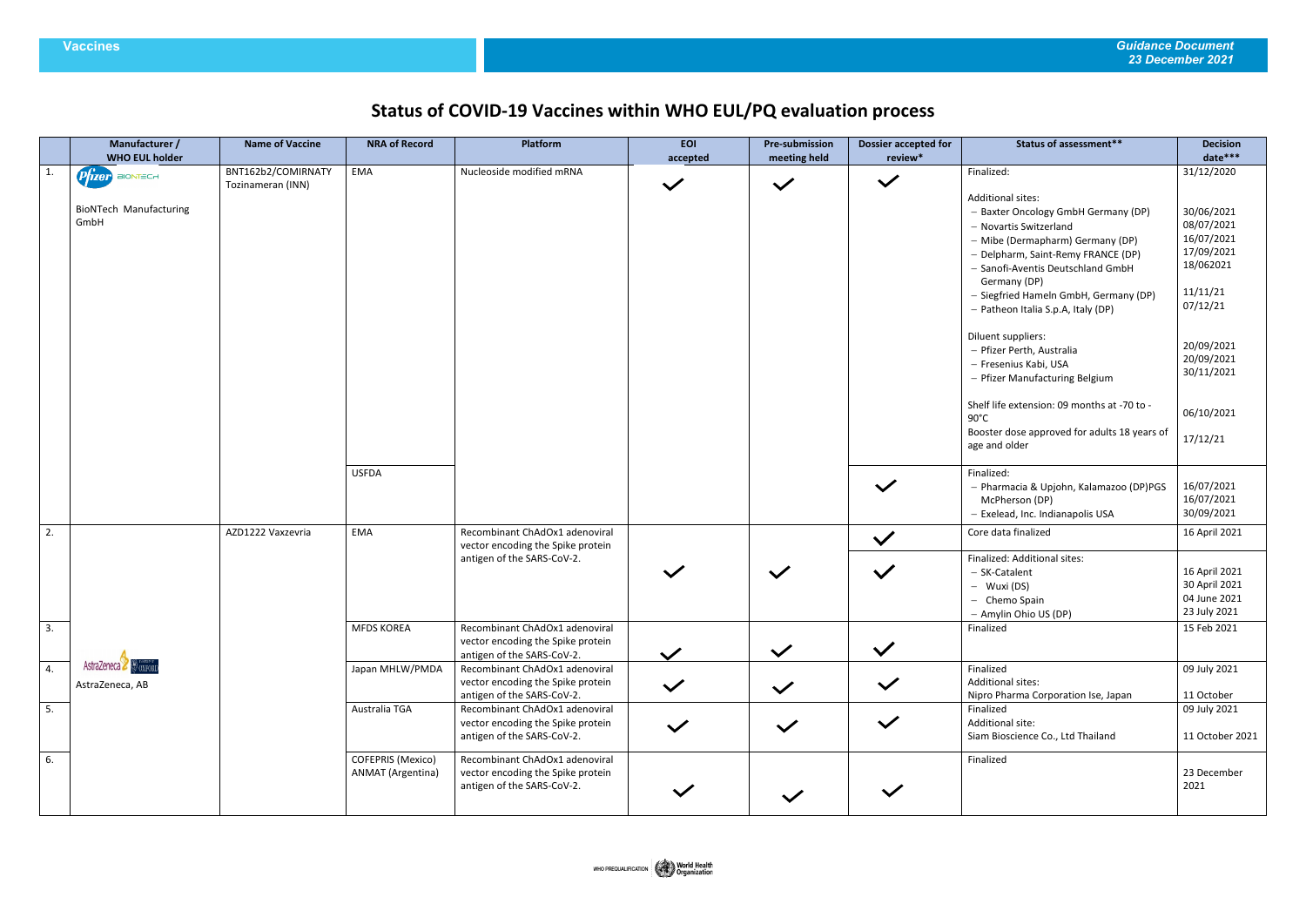# Status of COVID-19 Vaccines within WHO EUL/PQ evaluation process

| | Manufacturer / WHO EUL holder | Name of Vaccine | NRA of Record | Platform | EOI accepted | Pre-submission meeting held | Dossier accepted for review* | Status of assessment** | Decision date*** |
|---|---|---|---|---|---|---|---|---|---|
| 1. | Pfizer BIONTECH<br><br>BioNTech Manufacturing GmbH | BNT162b2/COMIRNATY Tozinameran (INN) | EMA | Nucleoside modified mRNA | ✓ | ✓ | ✓ | Finalized:<br><br>Additional sites:<br>– Baxter Oncology GmbH Germany (DP)<br>– Novartis Switzerland<br>– Mibe (Dermapharm) Germany (DP)<br>– Delpharm, Saint-Remy FRANCE (DP)<br>– Sanofi-Aventis Deutschland GmbH Germany (DP)<br>– Siegfried Hameln GmbH, Germany (DP)<br>– Patheon Italia S.p.A, Italy (DP)<br><br>Diluent suppliers:<br>– Pfizer Perth, Australia<br>– Fresenius Kabi, USA<br>– Pfizer Manufacturing Belgium<br><br>Shelf life extension: 09 months at -70 to -90°C<br>Booster dose approved for adults 18 years of age and older | 31/12/2020<br><br><br>30/06/2021<br>08/07/2021<br>16/07/2021<br>17/09/2021<br>18/062021<br><br>11/11/21<br>07/12/21<br><br><br>20/09/2021<br>20/09/2021<br>30/11/2021<br><br>06/10/2021<br><br>17/12/21 |
| | | | USFDA | | | | ✓ | Finalized:<br>– Pharmacia & Upjohn, Kalamazoo (DP)PGS McPherson (DP)<br>– Exelead, Inc. Indianapolis USA | <br>16/07/2021<br>16/07/2021<br>30/09/2021 |
| 2. | AstraZeneca / Oxford<br><br>AstraZeneca, AB | AZD1222 Vaxzevria | EMA | Recombinant ChAdOx1 adenoviral vector encoding the Spike protein antigen of the SARS-CoV-2. | ✓ | ✓ | ✓ | Core data finalized | 16 April 2021 |
| | | | | | | | ✓ | Finalized: Additional sites:<br>– SK-Catalent<br>– Wuxi (DS)<br>– Chemo Spain<br>– Amylin Ohio US (DP) | <br>16 April 2021<br>30 April 2021<br>04 June 2021<br>23 July 2021 |
| 3. | | | MFDS KOREA | Recombinant ChAdOx1 adenoviral vector encoding the Spike protein antigen of the SARS-CoV-2. | ✓ | ✓ | ✓ | Finalized | 15 Feb 2021 |
| 4. | | | Japan MHLW/PMDA | Recombinant ChAdOx1 adenoviral vector encoding the Spike protein antigen of the SARS-CoV-2. | ✓ | ✓ | ✓ | Finalized<br>Additional sites:<br>Nipro Pharma Corporation Ise, Japan | 09 July 2021<br><br>11 October |
| 5. | | | Australia TGA | Recombinant ChAdOx1 adenoviral vector encoding the Spike protein antigen of the SARS-CoV-2. | ✓ | ✓ | ✓ | Finalized<br>Additional site:<br>Siam Bioscience Co., Ltd Thailand | 09 July 2021<br><br>11 October 2021 |
| 6. | | | COFEPRIS (Mexico)<br>ANMAT (Argentina) | Recombinant ChAdOx1 adenoviral vector encoding the Spike protein antigen of the SARS-CoV-2. | ✓ | ✓ | ✓ | Finalized | 23 December 2021 |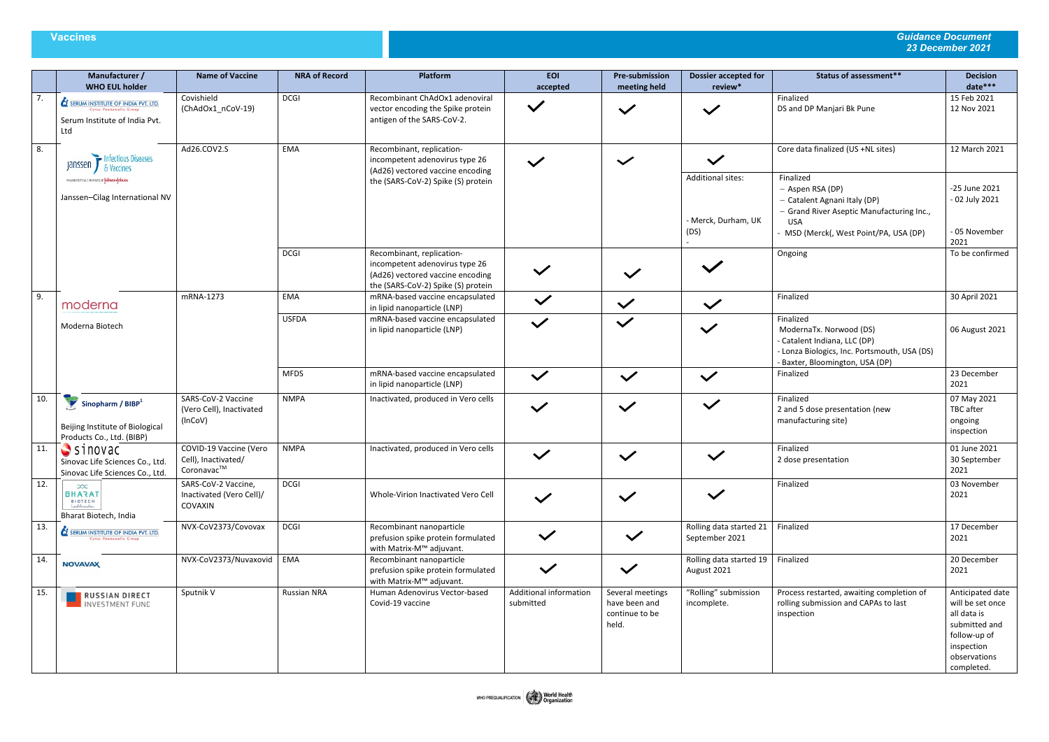| | Manufacturer / WHO EUL holder | Name of Vaccine | NRA of Record | Platform | EOI accepted | Pre-submission meeting held | Dossier accepted for review* | Status of assessment** | Decision date*** |
|---|---|---|---|---|---|---|---|---|---|
| 7. | SERUM INSTITUTE OF INDIA PVT. LTD. Cyrus Poonawalla Group<br>Serum Institute of India Pvt. Ltd | Covishield (ChAdOx1_nCoV-19) | DCGI | Recombinant ChAdOx1 adenoviral vector encoding the Spike protein antigen of the SARS-CoV-2. | ✓ | ✓ | ✓ | Finalized<br>DS and DP Manjari Bk Pune | 15 Feb 2021<br>12 Nov 2021 |
| 8. | Janssen Infectious Diseases & Vaccines<br>Janssen–Cilag International NV | Ad26.COV2.S | EMA | Recombinant, replication-incompetent adenovirus type 26 (Ad26) vectored vaccine encoding the (SARS-CoV-2) Spike (S) protein | ✓ | ✓ | ✓ | Core data finalized (US +NL sites) | 12 March 2021 |
| | | | | | | | Additional sites:<br>- Merck, Durham, UK (DS)<br>- | Finalized<br>– Aspen RSA (DP)<br>– Catalent Agnani Italy (DP)<br>– Grand River Aseptic Manufacturing Inc., USA<br>- MSD (Merck(, West Point/PA, USA (DP) | -25 June 2021<br>- 02 July 2021<br>- 05 November 2021 |
| | | | DCGI | Recombinant, replication-incompetent adenovirus type 26 (Ad26) vectored vaccine encoding the (SARS-CoV-2) Spike (S) protein | ✓ | ✓ | ✓ | Ongoing | To be confirmed |
| 9. | moderna<br>Moderna Biotech | mRNA-1273 | EMA | mRNA-based vaccine encapsulated in lipid nanoparticle (LNP) | ✓ | ✓ | ✓ | Finalized | 30 April 2021 |
| | | | USFDA | mRNA-based vaccine encapsulated in lipid nanoparticle (LNP) | ✓ | ✓ | ✓ | Finalized<br>ModernaTx. Norwood (DS)<br>- Catalent Indiana, LLC (DP)<br>- Lonza Biologics, Inc. Portsmouth, USA (DS)<br>- Baxter, Bloomington, USA (DP) | 06 August 2021 |
| | | | MFDS | mRNA-based vaccine encapsulated in lipid nanoparticle (LNP) | ✓ | ✓ | ✓ | Finalized | 23 December 2021 |
| 10. | Sinopharm / BIBP[1]<br>Beijing Institute of Biological Products Co., Ltd. (BIBP) | SARS-CoV-2 Vaccine (Vero Cell), Inactivated (InCoV) | NMPA | Inactivated, produced in Vero cells | ✓ | ✓ | ✓ | Finalized<br>2 and 5 dose presentation (new manufacturing site) | 07 May 2021<br>TBC after ongoing inspection |
| 11. | sinovac<br>Sinovac Life Sciences Co., Ltd.<br>Sinovac Life Sciences Co., Ltd. | COVID-19 Vaccine (Vero Cell), Inactivated/ Coronavac™ | NMPA | Inactivated, produced in Vero cells | ✓ | ✓ | ✓ | Finalized<br>2 dose presentation | 01 June 2021<br>30 September 2021 |
| 12. | BHARAT BIOTECH<br>Bharat Biotech, India | SARS-CoV-2 Vaccine, Inactivated (Vero Cell)/ COVAXIN | DCGI | Whole-Virion Inactivated Vero Cell | ✓ | ✓ | ✓ | Finalized | 03 November 2021 |
| 13. | SERUM INSTITUTE OF INDIA PVT. LTD. Cyrus Poonawalla Group | NVX-CoV2373/Covovax | DCGI | Recombinant nanoparticle prefusion spike protein formulated with Matrix-M™ adjuvant. | ✓ | ✓ | Rolling data started 21 September 2021 | Finalized | 17 December 2021 |
| 14. | NOVAVAX | NVX-CoV2373/Nuvaxovid | EMA | Recombinant nanoparticle prefusion spike protein formulated with Matrix-M™ adjuvant. | ✓ | ✓ | Rolling data started 19 August 2021 | Finalized | 20 December 2021 |
| 15. | RUSSIAN DIRECT INVESTMENT FUND | Sputnik V | Russian NRA | Human Adenovirus Vector-based Covid-19 vaccine | Additional information submitted | Several meetings have been and continue to be held. | "Rolling" submission incomplete. | Process restarted, awaiting completion of rolling submission and CAPAs to last inspection | Anticipated date will be set once all data is submitted and follow-up of inspection observations completed. |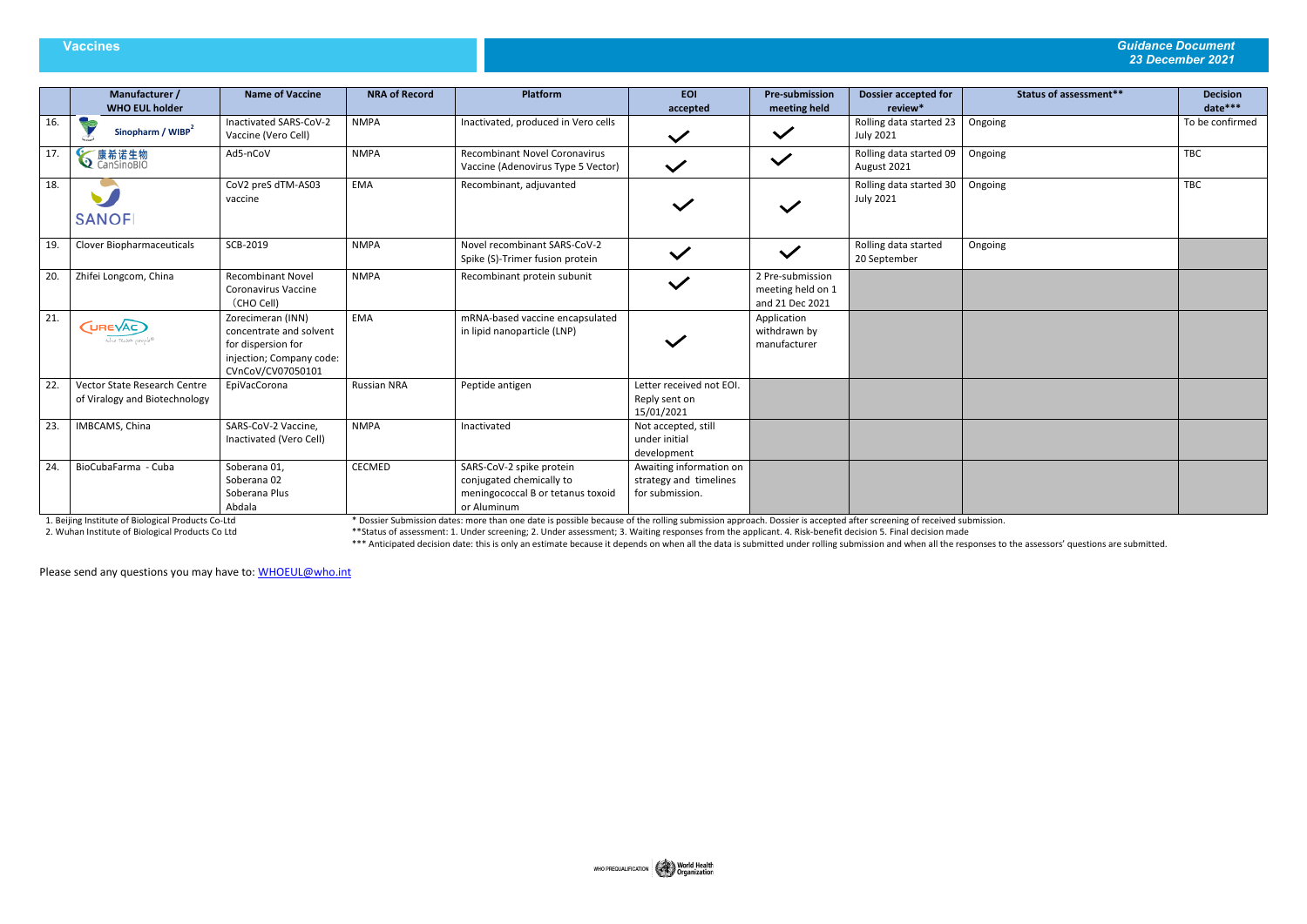| | Manufacturer / WHO EUL holder | Name of Vaccine | NRA of Record | Platform | EOI accepted | Pre-submission meeting held | Dossier accepted for review* | Status of assessment** | Decision date*** |
|---|---|---|---|---|---|---|---|---|---|
| 16. | Sinopharm / WIBP[2] | Inactivated SARS-CoV-2 Vaccine (Vero Cell) | NMPA | Inactivated, produced in Vero cells | ✓ | ✓ | Rolling data started 23 July 2021 | Ongoing | To be confirmed |
| 17. | 康希诺生物 CanSinoBIO | Ad5-nCoV | NMPA | Recombinant Novel Coronavirus Vaccine (Adenovirus Type 5 Vector) | ✓ | ✓ | Rolling data started 09 August 2021 | Ongoing | TBC |
| 18. | SANOFI | CoV2 preS dTM-AS03 vaccine | EMA | Recombinant, adjuvanted | ✓ | ✓ | Rolling data started 30 July 2021 | Ongoing | TBC |
| 19. | Clover Biopharmaceuticals | SCB-2019 | NMPA | Novel recombinant SARS-CoV-2 Spike (S)-Trimer fusion protein | ✓ | ✓ | Rolling data started 20 September | Ongoing | |
| 20. | Zhifei Longcom, China | Recombinant Novel Coronavirus Vaccine (CHO Cell) | NMPA | Recombinant protein subunit | ✓ | 2 Pre-submission meeting held on 1 and 21 Dec 2021 | | | |
| 21. | CUREVAC | Zorecimeran (INN) concentrate and solvent for dispersion for injection; Company code: CVnCoV/CV07050101 | EMA | mRNA-based vaccine encapsulated in lipid nanoparticle (LNP) | ✓ | Application withdrawn by manufacturer | | | |
| 22. | Vector State Research Centre of Viralogy and Biotechnology | EpiVacCorona | Russian NRA | Peptide antigen | Letter received not EOI. Reply sent on 15/01/2021 | | | | |
| 23. | IMBCAMS, China | SARS-CoV-2 Vaccine, Inactivated (Vero Cell) | NMPA | Inactivated | Not accepted, still under initial development | | | | |
| 24. | BioCubaFarma - Cuba | Soberana 01, Soberana 02 Soberana Plus Abdala | CECMED | SARS-CoV-2 spike protein conjugated chemically to meningococcal B or tetanus toxoid or Aluminum | Awaiting information on strategy and timelines for submission. | | | | |

1. Beijing Institute of Biological Products Co-Ltd
2. Wuhan Institute of Biological Products Co Ltd

\* Dossier Submission dates: more than one date is possible because of the rolling submission approach. Dossier is accepted after screening of received submission.

\*\*Status of assessment: 1. Under screening; 2. Under assessment; 3. Waiting responses from the applicant. 4. Risk-benefit decision 5. Final decision made

\*\*\* Anticipated decision date: this is only an estimate because it depends on when all the data is submitted under rolling submission and when all the responses to the assessors' questions are submitted.

Please send any questions you may have to: WHOEUL@who.int